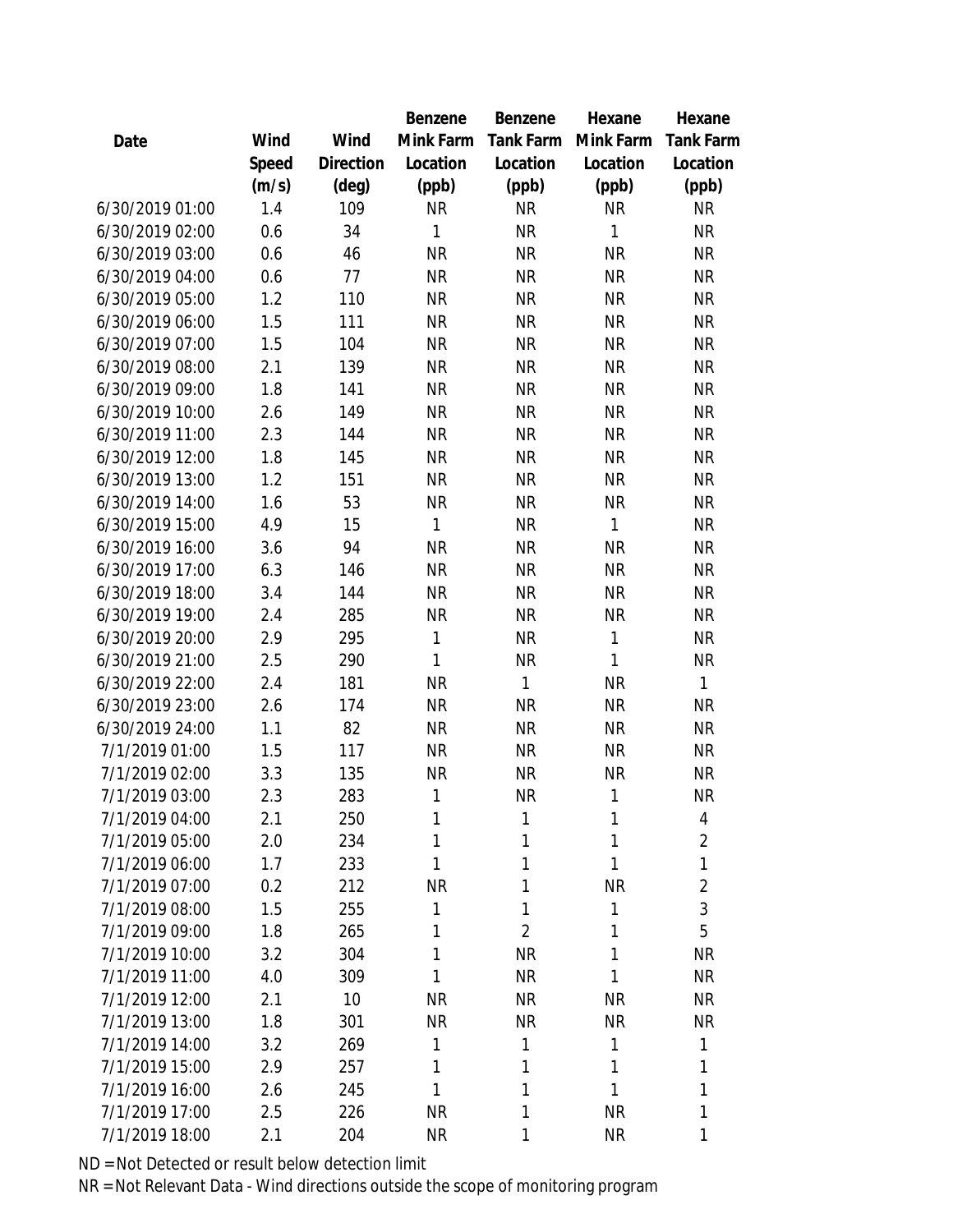| Date | Wind Speed (m/s) | Wind Direction (deg) | Benzene Mink Farm Location (ppb) | Benzene Tank Farm Location (ppb) | Hexane Mink Farm Location (ppb) | Hexane Tank Farm Location (ppb) |
|---|---|---|---|---|---|---|
| 6/30/2019 01:00 | 1.4 | 109 | NR | NR | NR | NR |
| 6/30/2019 02:00 | 0.6 | 34 | 1 | NR | 1 | NR |
| 6/30/2019 03:00 | 0.6 | 46 | NR | NR | NR | NR |
| 6/30/2019 04:00 | 0.6 | 77 | NR | NR | NR | NR |
| 6/30/2019 05:00 | 1.2 | 110 | NR | NR | NR | NR |
| 6/30/2019 06:00 | 1.5 | 111 | NR | NR | NR | NR |
| 6/30/2019 07:00 | 1.5 | 104 | NR | NR | NR | NR |
| 6/30/2019 08:00 | 2.1 | 139 | NR | NR | NR | NR |
| 6/30/2019 09:00 | 1.8 | 141 | NR | NR | NR | NR |
| 6/30/2019 10:00 | 2.6 | 149 | NR | NR | NR | NR |
| 6/30/2019 11:00 | 2.3 | 144 | NR | NR | NR | NR |
| 6/30/2019 12:00 | 1.8 | 145 | NR | NR | NR | NR |
| 6/30/2019 13:00 | 1.2 | 151 | NR | NR | NR | NR |
| 6/30/2019 14:00 | 1.6 | 53 | NR | NR | NR | NR |
| 6/30/2019 15:00 | 4.9 | 15 | 1 | NR | 1 | NR |
| 6/30/2019 16:00 | 3.6 | 94 | NR | NR | NR | NR |
| 6/30/2019 17:00 | 6.3 | 146 | NR | NR | NR | NR |
| 6/30/2019 18:00 | 3.4 | 144 | NR | NR | NR | NR |
| 6/30/2019 19:00 | 2.4 | 285 | NR | NR | NR | NR |
| 6/30/2019 20:00 | 2.9 | 295 | 1 | NR | 1 | NR |
| 6/30/2019 21:00 | 2.5 | 290 | 1 | NR | 1 | NR |
| 6/30/2019 22:00 | 2.4 | 181 | NR | 1 | NR | 1 |
| 6/30/2019 23:00 | 2.6 | 174 | NR | NR | NR | NR |
| 6/30/2019 24:00 | 1.1 | 82 | NR | NR | NR | NR |
| 7/1/2019 01:00 | 1.5 | 117 | NR | NR | NR | NR |
| 7/1/2019 02:00 | 3.3 | 135 | NR | NR | NR | NR |
| 7/1/2019 03:00 | 2.3 | 283 | 1 | NR | 1 | NR |
| 7/1/2019 04:00 | 2.1 | 250 | 1 | 1 | 1 | 4 |
| 7/1/2019 05:00 | 2.0 | 234 | 1 | 1 | 1 | 2 |
| 7/1/2019 06:00 | 1.7 | 233 | 1 | 1 | 1 | 1 |
| 7/1/2019 07:00 | 0.2 | 212 | NR | 1 | NR | 2 |
| 7/1/2019 08:00 | 1.5 | 255 | 1 | 1 | 1 | 3 |
| 7/1/2019 09:00 | 1.8 | 265 | 1 | 2 | 1 | 5 |
| 7/1/2019 10:00 | 3.2 | 304 | 1 | NR | 1 | NR |
| 7/1/2019 11:00 | 4.0 | 309 | 1 | NR | 1 | NR |
| 7/1/2019 12:00 | 2.1 | 10 | NR | NR | NR | NR |
| 7/1/2019 13:00 | 1.8 | 301 | NR | NR | NR | NR |
| 7/1/2019 14:00 | 3.2 | 269 | 1 | 1 | 1 | 1 |
| 7/1/2019 15:00 | 2.9 | 257 | 1 | 1 | 1 | 1 |
| 7/1/2019 16:00 | 2.6 | 245 | 1 | 1 | 1 | 1 |
| 7/1/2019 17:00 | 2.5 | 226 | NR | 1 | NR | 1 |
| 7/1/2019 18:00 | 2.1 | 204 | NR | 1 | NR | 1 |

ND = Not Detected or result below detection limit

NR = Not Relevant Data - Wind directions outside the scope of monitoring program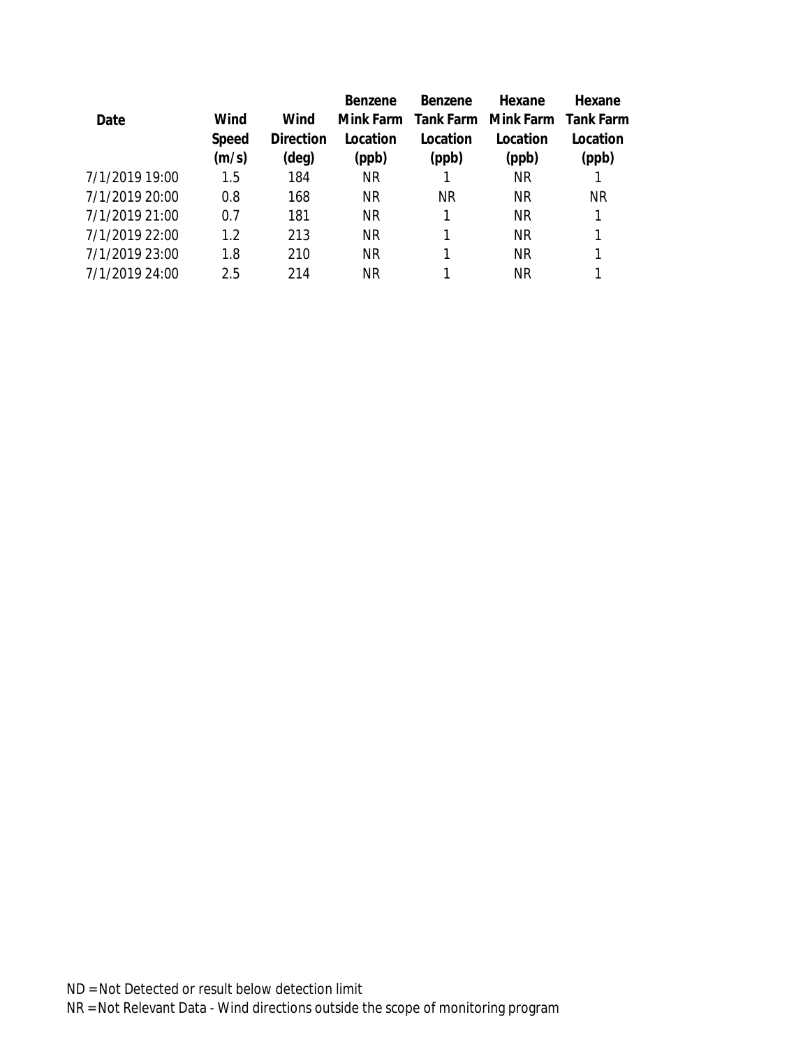| Date | Wind Speed (m/s) | Wind Direction (deg) | Benzene Mink Farm Location (ppb) | Benzene Tank Farm Location (ppb) | Hexane Mink Farm Location (ppb) | Hexane Tank Farm Location (ppb) |
|---|---|---|---|---|---|---|
| 7/1/2019 19:00 | 1.5 | 184 | NR | 1 | NR | 1 |
| 7/1/2019 20:00 | 0.8 | 168 | NR | NR | NR | NR |
| 7/1/2019 21:00 | 0.7 | 181 | NR | 1 | NR | 1 |
| 7/1/2019 22:00 | 1.2 | 213 | NR | 1 | NR | 1 |
| 7/1/2019 23:00 | 1.8 | 210 | NR | 1 | NR | 1 |
| 7/1/2019 24:00 | 2.5 | 214 | NR | 1 | NR | 1 |

ND = Not Detected or result below detection limit

NR = Not Relevant Data - Wind directions outside the scope of monitoring program